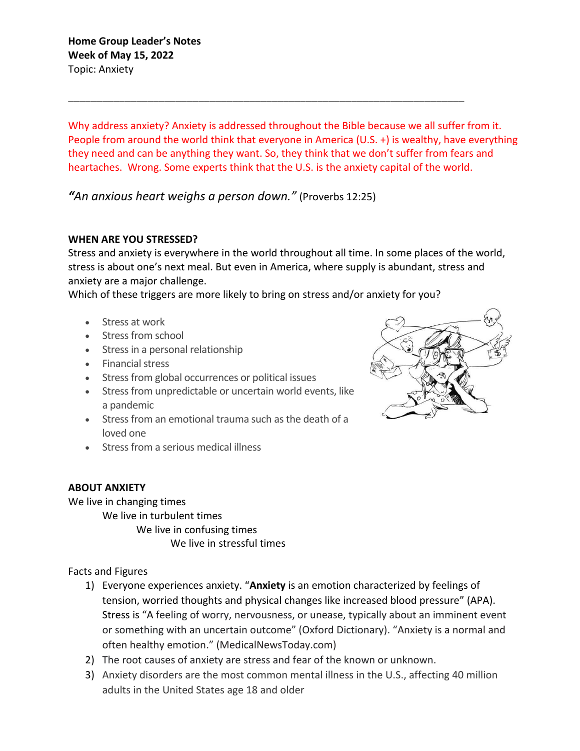**Home Group Leader's Notes**
**Week of May 15, 2022**
Topic: Anxiety

---

Why address anxiety? Anxiety is addressed throughout the Bible because we all suffer from it. People from around the world think that everyone in America (U.S. +) is wealthy, have everything they need and can be anything they want. So, they think that we don't suffer from fears and heartaches. Wrong. Some experts think that the U.S. is the anxiety capital of the world.

*"An anxious heart weighs a person down."* (Proverbs 12:25)

**WHEN ARE YOU STRESSED?**

Stress and anxiety is everywhere in the world throughout all time. In some places of the world, stress is about one's next meal. But even in America, where supply is abundant, stress and anxiety are a major challenge.

Which of these triggers are more likely to bring on stress and/or anxiety for you?

- Stress at work
- Stress from school
- Stress in a personal relationship
- Financial stress
- Stress from global occurrences or political issues
- Stress from unpredictable or uncertain world events, like a pandemic
- Stress from an emotional trauma such as the death of a loved one
- Stress from a serious medical illness

**ABOUT ANXIETY**

We live in changing times
We live in turbulent times
We live in confusing times
We live in stressful times

Facts and Figures

1) Everyone experiences anxiety. "**Anxiety** is an emotion characterized by feelings of tension, worried thoughts and physical changes like increased blood pressure" (APA). Stress is "A feeling of worry, nervousness, or unease, typically about an imminent event or something with an uncertain outcome" (Oxford Dictionary). "Anxiety is a normal and often healthy emotion." (MedicalNewsToday.com)
2) The root causes of anxiety are stress and fear of the known or unknown.
3) Anxiety disorders are the most common mental illness in the U.S., affecting 40 million adults in the United States age 18 and older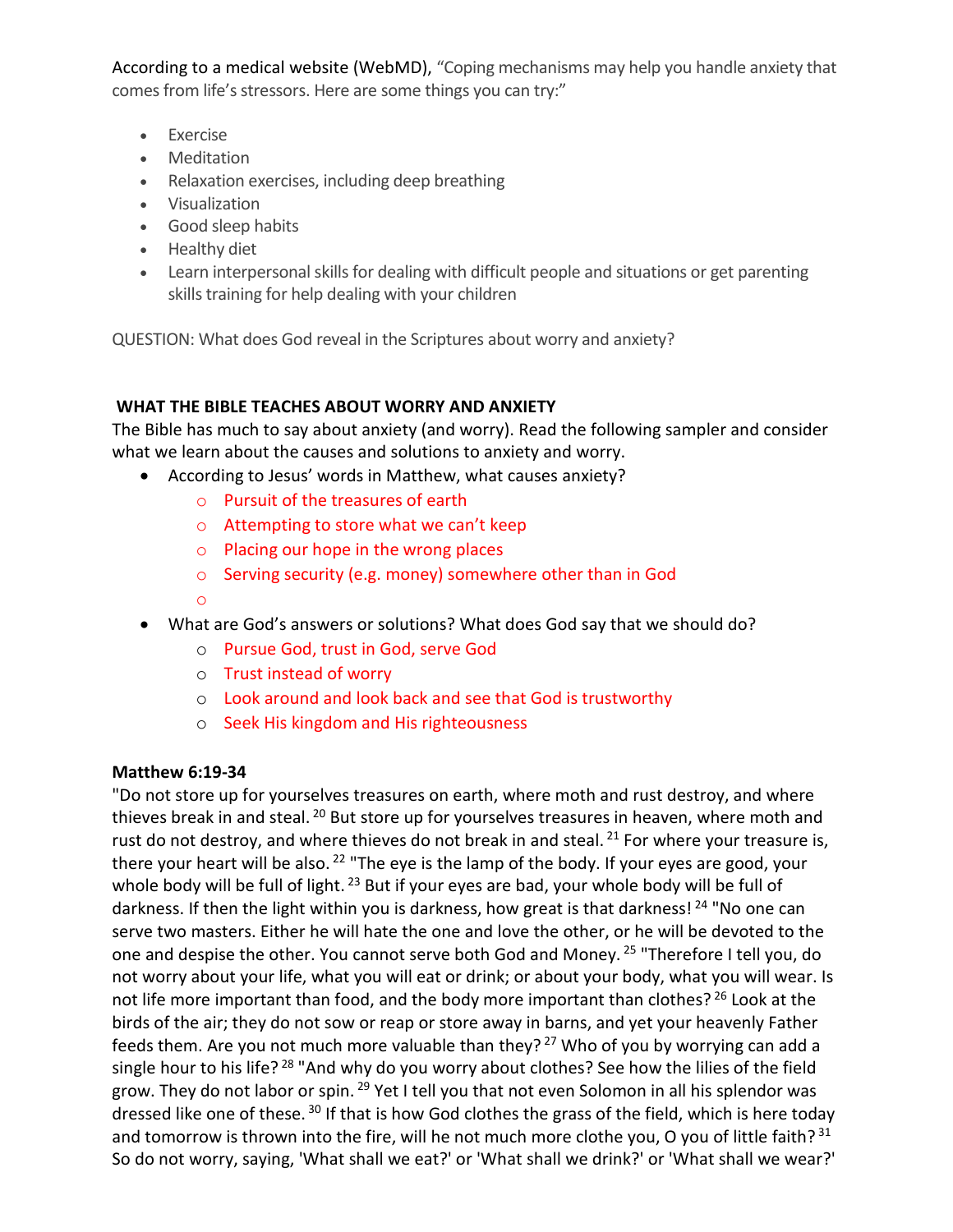According to a medical website (WebMD), "Coping mechanisms may help you handle anxiety that comes from life's stressors. Here are some things you can try:"

- Exercise
- Meditation
- Relaxation exercises, including deep breathing
- Visualization
- Good sleep habits
- Healthy diet
- Learn interpersonal skills for dealing with difficult people and situations or get parenting skills training for help dealing with your children

QUESTION: What does God reveal in the Scriptures about worry and anxiety?

**WHAT THE BIBLE TEACHES ABOUT WORRY AND ANXIETY**

The Bible has much to say about anxiety (and worry). Read the following sampler and consider what we learn about the causes and solutions to anxiety and worry.

- According to Jesus' words in Matthew, what causes anxiety?
  - Pursuit of the treasures of earth
  - Attempting to store what we can't keep
  - Placing our hope in the wrong places
  - Serving security (e.g. money) somewhere other than in God
  -
- What are God's answers or solutions? What does God say that we should do?
  - Pursue God, trust in God, serve God
  - Trust instead of worry
  - Look around and look back and see that God is trustworthy
  - Seek His kingdom and His righteousness

**Matthew 6:19-34**

"Do not store up for yourselves treasures on earth, where moth and rust destroy, and where thieves break in and steal. [20] But store up for yourselves treasures in heaven, where moth and rust do not destroy, and where thieves do not break in and steal. [21] For where your treasure is, there your heart will be also. [22] "The eye is the lamp of the body. If your eyes are good, your whole body will be full of light. [23] But if your eyes are bad, your whole body will be full of darkness. If then the light within you is darkness, how great is that darkness! [24] "No one can serve two masters. Either he will hate the one and love the other, or he will be devoted to the one and despise the other. You cannot serve both God and Money. [25] "Therefore I tell you, do not worry about your life, what you will eat or drink; or about your body, what you will wear. Is not life more important than food, and the body more important than clothes? [26] Look at the birds of the air; they do not sow or reap or store away in barns, and yet your heavenly Father feeds them. Are you not much more valuable than they? [27] Who of you by worrying can add a single hour to his life? [28] "And why do you worry about clothes? See how the lilies of the field grow. They do not labor or spin. [29] Yet I tell you that not even Solomon in all his splendor was dressed like one of these. [30] If that is how God clothes the grass of the field, which is here today and tomorrow is thrown into the fire, will he not much more clothe you, O you of little faith? [31] So do not worry, saying, 'What shall we eat?' or 'What shall we drink?' or 'What shall we wear?'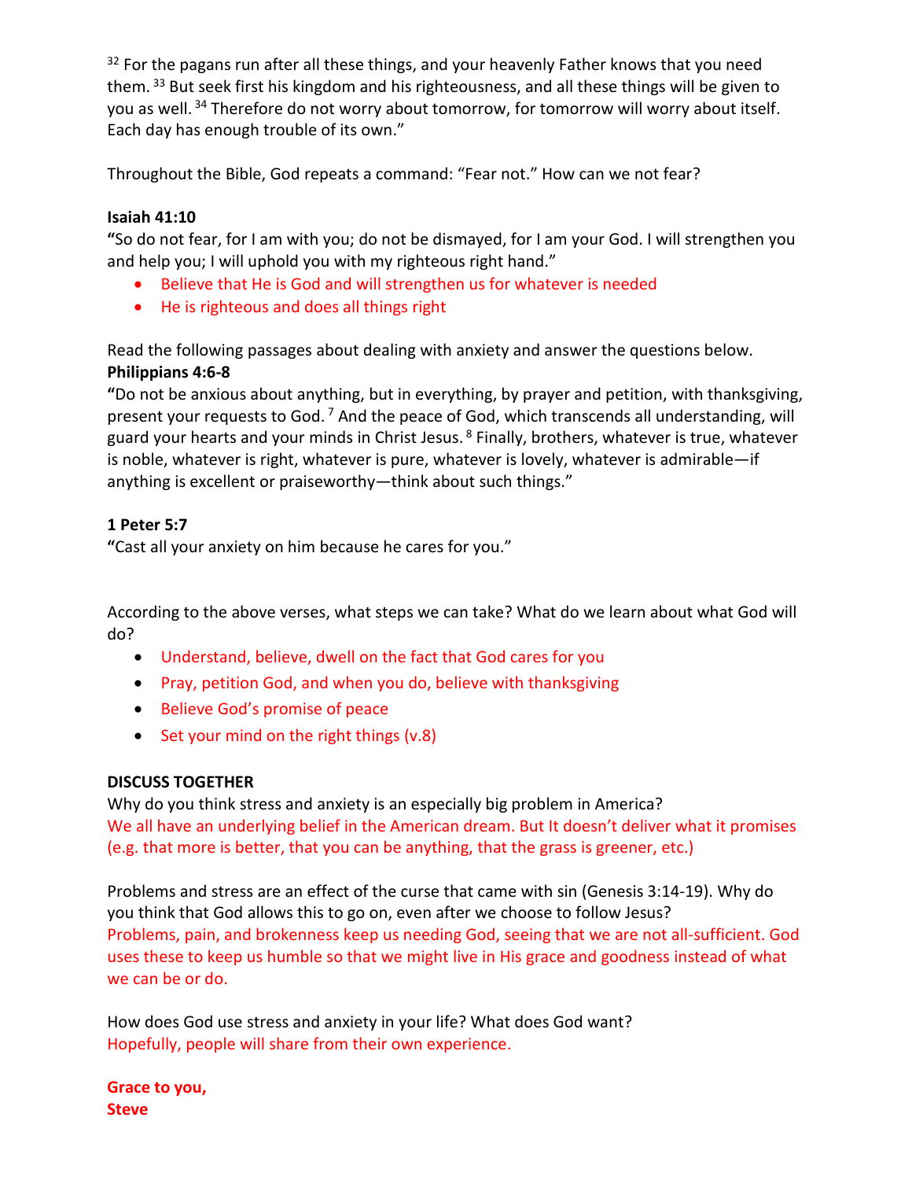[32] For the pagans run after all these things, and your heavenly Father knows that you need them. [33] But seek first his kingdom and his righteousness, and all these things will be given to you as well. [34] Therefore do not worry about tomorrow, for tomorrow will worry about itself. Each day has enough trouble of its own."

Throughout the Bible, God repeats a command: "Fear not." How can we not fear?

**Isaiah 41:10**
**"**So do not fear, for I am with you; do not be dismayed, for I am your God. I will strengthen you and help you; I will uphold you with my righteous right hand."

- Believe that He is God and will strengthen us for whatever is needed
- He is righteous and does all things right

Read the following passages about dealing with anxiety and answer the questions below.
**Philippians 4:6-8**
**"**Do not be anxious about anything, but in everything, by prayer and petition, with thanksgiving, present your requests to God. [7] And the peace of God, which transcends all understanding, will guard your hearts and your minds in Christ Jesus. [8] Finally, brothers, whatever is true, whatever is noble, whatever is right, whatever is pure, whatever is lovely, whatever is admirable—if anything is excellent or praiseworthy—think about such things."

**1 Peter 5:7**
**"**Cast all your anxiety on him because he cares for you."

According to the above verses, what steps we can take? What do we learn about what God will do?

- Understand, believe, dwell on the fact that God cares for you
- Pray, petition God, and when you do, believe with thanksgiving
- Believe God's promise of peace
- Set your mind on the right things (v.8)

**DISCUSS TOGETHER**
Why do you think stress and anxiety is an especially big problem in America?
We all have an underlying belief in the American dream. But It doesn't deliver what it promises (e.g. that more is better, that you can be anything, that the grass is greener, etc.)

Problems and stress are an effect of the curse that came with sin (Genesis 3:14-19). Why do you think that God allows this to go on, even after we choose to follow Jesus?
Problems, pain, and brokenness keep us needing God, seeing that we are not all-sufficient. God uses these to keep us humble so that we might live in His grace and goodness instead of what we can be or do.

How does God use stress and anxiety in your life? What does God want?
Hopefully, people will share from their own experience.

**Grace to you,**
**Steve**